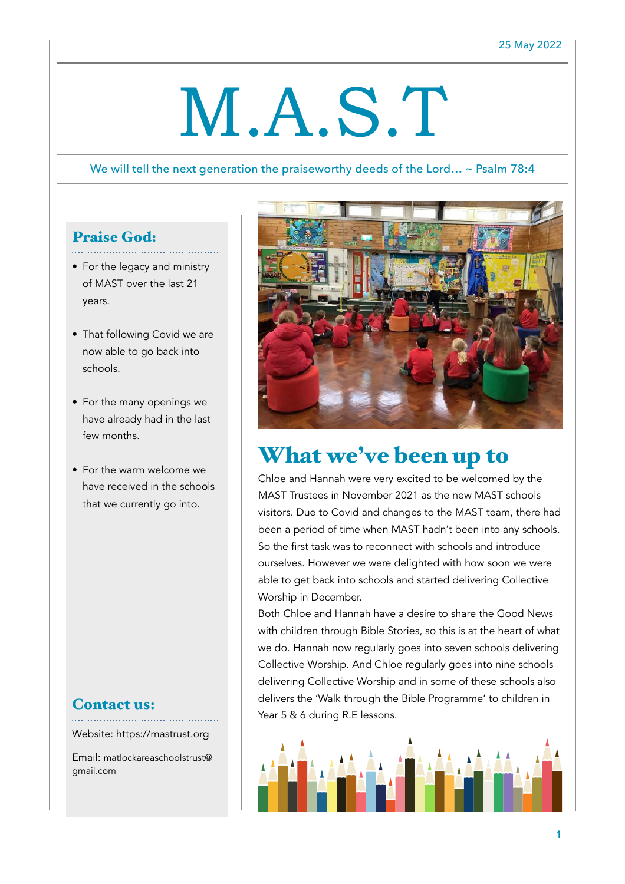25 May 2022

# M.A.S.T

We will tell the next generation the praiseworthy deeds of the Lord… ~ Psalm 78:4

## Praise God:

- For the legacy and ministry of MAST over the last 21 years.
- That following Covid we are now able to go back into schools.
- For the many openings we have already had in the last few months.
- For the warm welcome we have received in the schools that we currently go into.

## Contact us:

Website: https://mastrust.org

Email: matlockareaschooltrust@gmail.com

## What we've been up to

Chloe and Hannah were very excited to be welcomed by the MAST Trustees in November 2021 as the new MAST schools visitors. Due to Covid and changes to the MAST team, there had been a period of time when MAST hadn't been into any schools. So the first task was to reconnect with schools and introduce ourselves. However we were delighted with how soon we were able to get back into schools and started delivering Collective Worship in December.

Both Chloe and Hannah have a desire to share the Good News with children through Bible Stories, so this is at the heart of what we do. Hannah now regularly goes into seven schools delivering Collective Worship. And Chloe regularly goes into nine schools delivering Collective Worship and in some of these schools also delivers the 'Walk through the Bible Programme' to children in Year 5 & 6 during R.E lessons.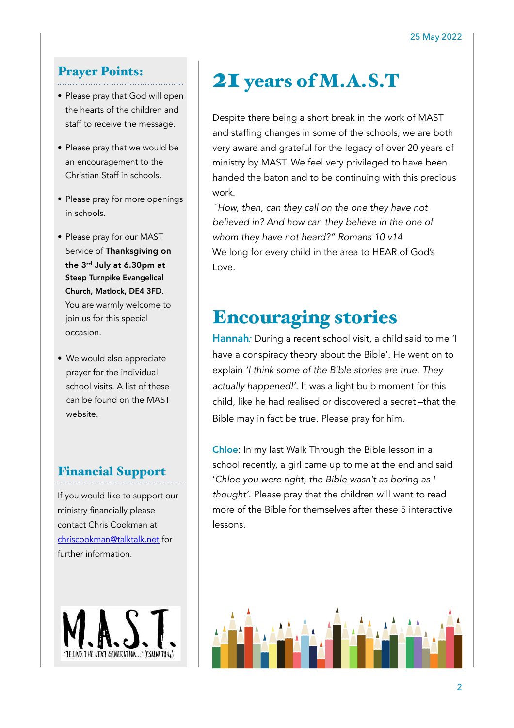25 May 2022

## Prayer Points:

- Please pray that God will open the hearts of the children and staff to receive the message.
- Please pray that we would be an encouragement to the Christian Staff in schools.
- Please pray for more openings in schools.
- Please pray for our MAST Service of **Thanksgiving on the 3rd July at 6.30pm at Steep Turnpike Evangelical Church, Matlock, DE4 3FD**. You are warmly welcome to join us for this special occasion.
- We would also appreciate prayer for the individual school visits. A list of these can be found on the MAST website.

## Financial Support

If you would like to support our ministry financially please contact Chris Cookman at chriscookman@talktalk.net for further information.

M.A.S.T.

'TELLING THE NEXT GENERATION...' (PSALM 78:4)

# 21 years of M.A.S.T

Despite there being a short break in the work of MAST and staffing changes in some of the schools, we are both very aware and grateful for the legacy of over 20 years of ministry by MAST. We feel very privileged to have been handed the baton and to be continuing with this precious work.

*"How, then, can they call on the one they have not believed in? And how can they believe in the one of whom they have not heard?" Romans 10 v14*

We long for every child in the area to HEAR of God's Love.

# Encouraging stories

**Hannah**: During a recent school visit, a child said to me 'I have a conspiracy theory about the Bible'. He went on to explain *'I think some of the Bible stories are true. They actually happened!'*. It was a light bulb moment for this child, like he had realised or discovered a secret –that the Bible may in fact be true. Please pray for him.

**Chloe**: In my last Walk Through the Bible lesson in a school recently, a girl came up to me at the end and said '*Chloe you were right, the Bible wasn't as boring as I thought*'. Please pray that the children will want to read more of the Bible for themselves after these 5 interactive lessons.